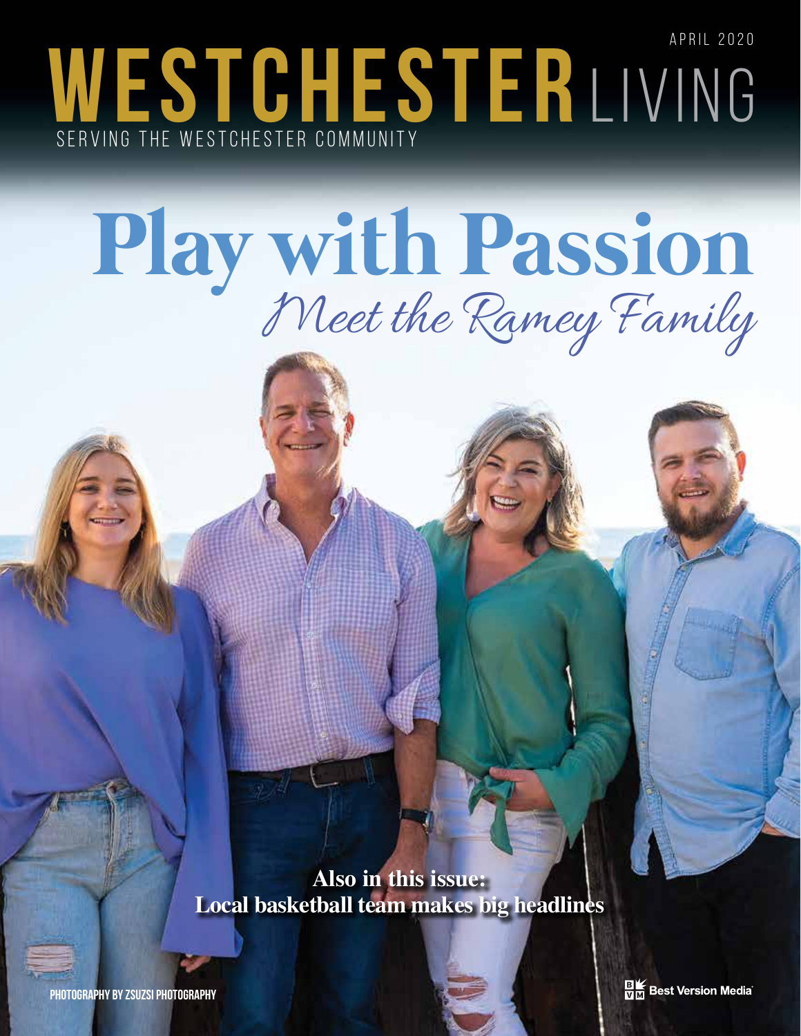APRIL 2020

# WESTCHESTER LIVING

SERVING THE WESTCHESTER COMMUNITY

# Play with Passion

## *Meet the Ramey Family*

**Also in this issue:**
**Local basketball team makes big headlines**

PHOTOGRAPHY BY ZSUZSI PHOTOGRAPHY

Best Version Media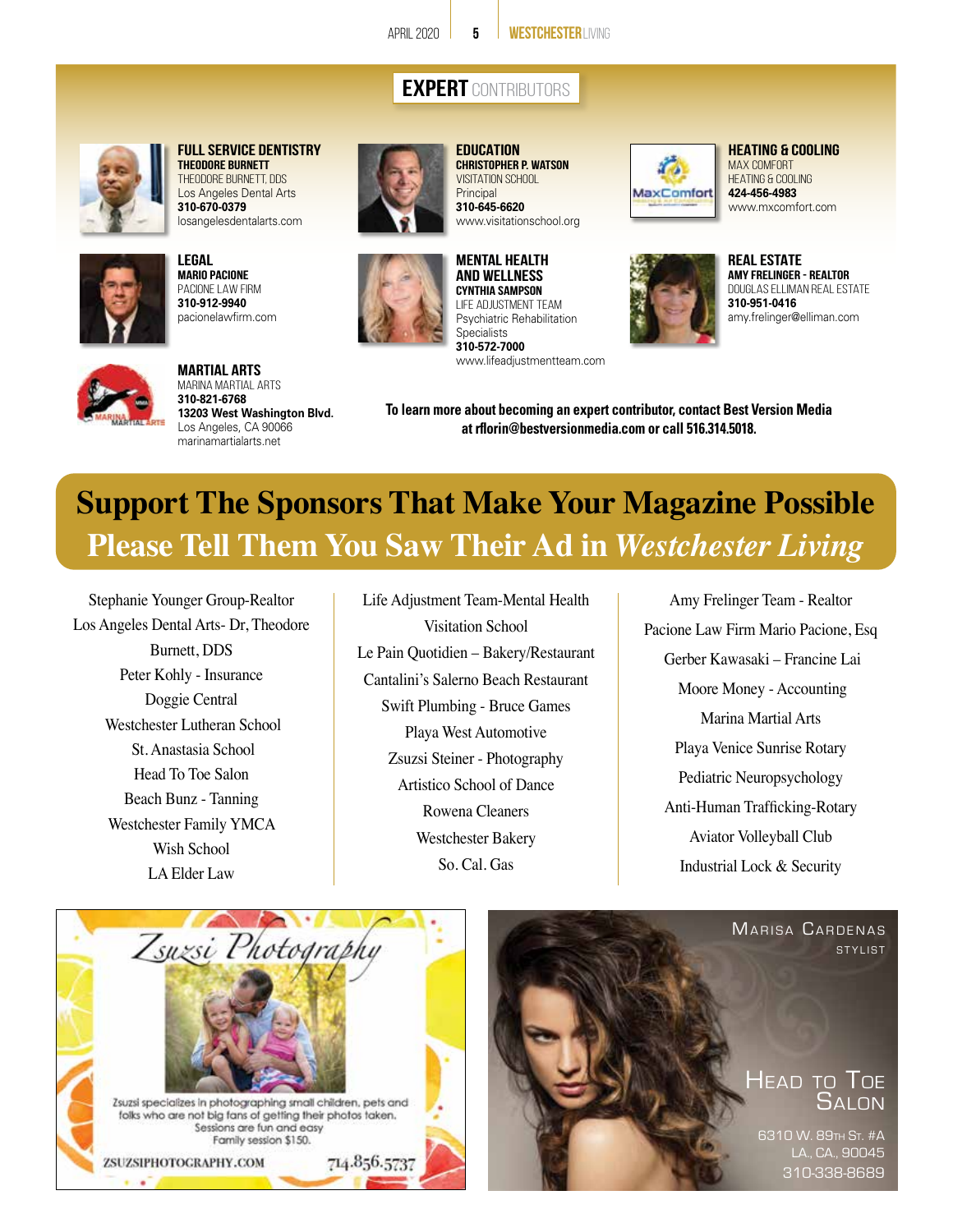## EXPERT CONTRIBUTORS

**FULL SERVICE DENTISTRY**
**THEODORE BURNETT**
THEODORE BURNETT, DDS
Los Angeles Dental Arts
**310-670-0379**
losangelesdentalarts.com

**EDUCATION**
**CHRISTOPHER P. WATSON**
VISITATION SCHOOL
Principal
**310-645-6620**
www.visitationschool.org

**HEATING & COOLING**
MAX COMFORT
HEATING & COOLING
**424-456-4983**
www.mxcomfort.com

**LEGAL**
**MARIO PACIONE**
PACIONE LAW FIRM
**310-912-9940**
pacionelawfirm.com

**MENTAL HEALTH AND WELLNESS**
**CYNTHIA SAMPSON**
LIFE ADJUSTMENT TEAM
Psychiatric Rehabilitation Specialists
**310-572-7000**
www.lifeadjustmentteam.com

**REAL ESTATE**
**AMY FRELINGER - REALTOR**
DOUGLAS ELLIMAN REAL ESTATE
**310-951-0416**
amy.frelinger@elliman.com

**MARTIAL ARTS**
MARINA MARTIAL ARTS
**310-821-6768**
**13203 West Washington Blvd.**
Los Angeles, CA 90066
marinamartialarts.net

**To learn more about becoming an expert contributor, contact Best Version Media at rflorin@bestversionmedia.com or call 516.314.5018.**

# Support The Sponsors That Make Your Magazine Possible
## Please Tell Them You Saw Their Ad in *Westchester Living*

Stephanie Younger Group-Realtor
Los Angeles Dental Arts- Dr, Theodore Burnett, DDS
Peter Kohly - Insurance
Doggie Central
Westchester Lutheran School
St. Anastasia School
Head To Toe Salon
Beach Bunz - Tanning
Westchester Family YMCA
Wish School
LA Elder Law

Life Adjustment Team-Mental Health
Visitation School
Le Pain Quotidien – Bakery/Restaurant
Cantalini's Salerno Beach Restaurant
Swift Plumbing - Bruce Games
Playa West Automotive
Zsuzsi Steiner - Photography
Artistico School of Dance
Rowena Cleaners
Westchester Bakery
So. Cal. Gas

Amy Frelinger Team - Realtor
Pacione Law Firm Mario Pacione, Esq
Gerber Kawasaki – Francine Lai
Moore Money - Accounting
Marina Martial Arts
Playa Venice Sunrise Rotary
Pediatric Neuropsychology
Anti-Human Trafficking-Rotary
Aviator Volleyball Club
Industrial Lock & Security

*Zsuzsi Photography*

Zsuzsi specializes in photographing small children, pets and folks who are not big fans of getting their photos taken. Sessions are fun and easy. Family session $150.

ZSUZSIPHOTOGRAPHY.COM 714.856.5737

MARISA CARDENAS
STYLIST

HEAD TO TOE SALON
6310 W. 89TH ST. #A
LA., CA., 90045
310-338-8689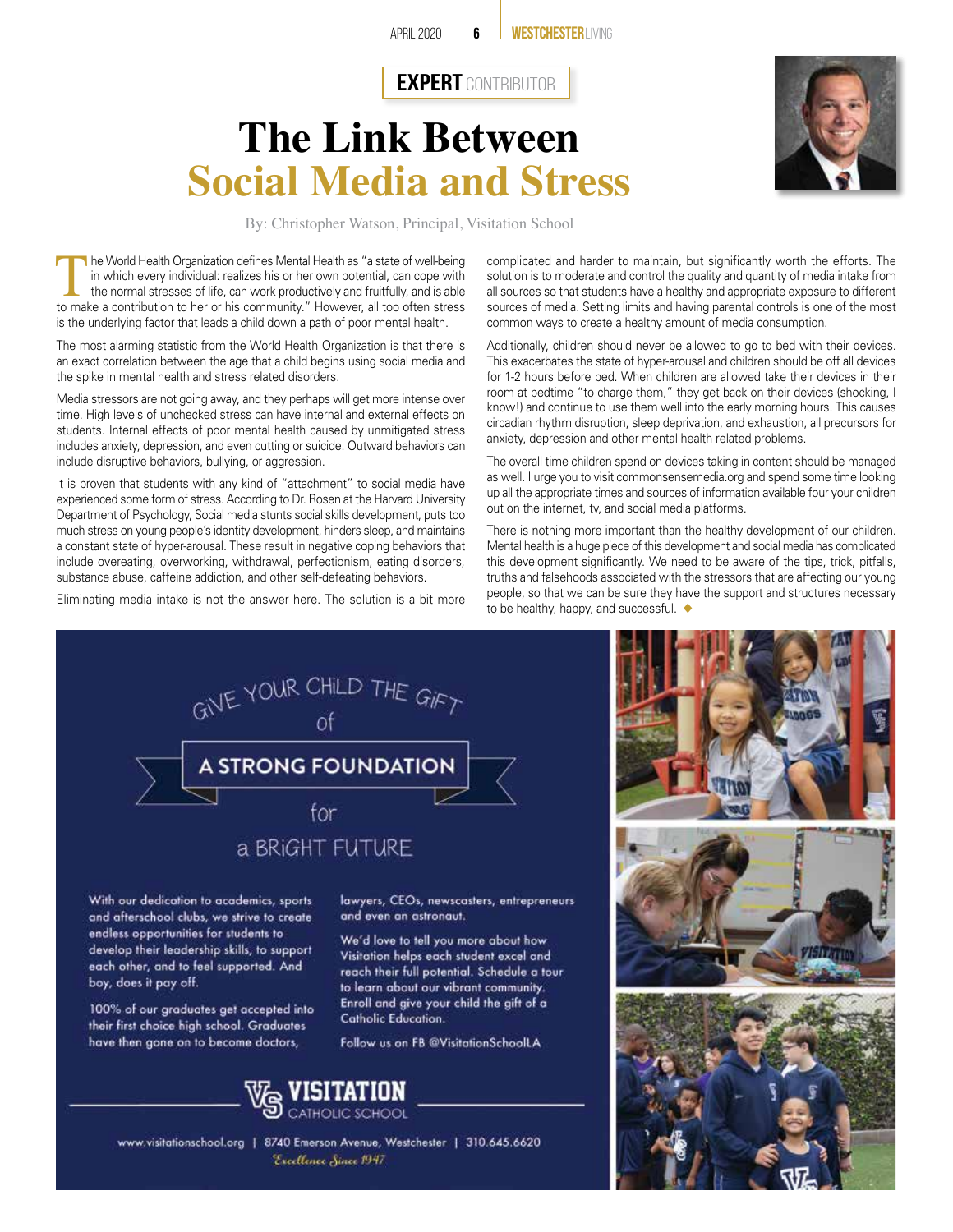**EXPERT** CONTRIBUTOR

# The Link Between Social Media and Stress

By: Christopher Watson, Principal, Visitation School

The World Health Organization defines Mental Health as "a state of well-being in which every individual: realizes his or her own potential, can cope with the normal stresses of life, can work productively and fruitfully, and is able to make a contribution to her or his community." However, all too often stress is the underlying factor that leads a child down a path of poor mental health.

The most alarming statistic from the World Health Organization is that there is an exact correlation between the age that a child begins using social media and the spike in mental health and stress related disorders.

Media stressors are not going away, and they perhaps will get more intense over time. High levels of unchecked stress can have internal and external effects on students. Internal effects of poor mental health caused by unmitigated stress includes anxiety, depression, and even cutting or suicide. Outward behaviors can include disruptive behaviors, bullying, or aggression.

It is proven that students with any kind of "attachment" to social media have experienced some form of stress. According to Dr. Rosen at the Harvard University Department of Psychology, Social media stunts social skills development, puts too much stress on young people's identity development, hinders sleep, and maintains a constant state of hyper-arousal. These result in negative coping behaviors that include overeating, overworking, withdrawal, perfectionism, eating disorders, substance abuse, caffeine addiction, and other self-defeating behaviors.

Eliminating media intake is not the answer here. The solution is a bit more complicated and harder to maintain, but significantly worth the efforts. The solution is to moderate and control the quality and quantity of media intake from all sources so that students have a healthy and appropriate exposure to different sources of media. Setting limits and having parental controls is one of the most common ways to create a healthy amount of media consumption.

Additionally, children should never be allowed to go to bed with their devices. This exacerbates the state of hyper-arousal and children should be off all devices for 1-2 hours before bed. When children are allowed take their devices in their room at bedtime "to charge them," they get back on their devices (shocking, I know!) and continue to use them well into the early morning hours. This causes circadian rhythm disruption, sleep deprivation, and exhaustion, all precursors for anxiety, depression and other mental health related problems.

The overall time children spend on devices taking in content should be managed as well. I urge you to visit commonsensemedia.org and spend some time looking up all the appropriate times and sources of information available four your children out on the internet, tv, and social media platforms.

There is nothing more important than the healthy development of our children. Mental health is a huge piece of this development and social media has complicated this development significantly. We need to be aware of the tips, trick, pitfalls, truths and falsehoods associated with the stressors that are affecting our young people, so that we can be sure they have the support and structures necessary to be healthy, happy, and successful. ◆

GIVE YOUR CHILD THE GIFT of

**A STRONG FOUNDATION**

for a BRIGHT FUTURE

With our dedication to academics, sports and afterschool clubs, we strive to create endless opportunities for students to develop their leadership skills, to support each other, and to feel supported. And boy, does it pay off.

100% of our graduates get accepted into their first choice high school. Graduates have then gone on to become doctors, lawyers, CEOs, newscasters, entrepreneurs and even an astronaut.

We'd love to tell you more about how Visitation helps each student excel and reach their full potential. Schedule a tour to learn about our vibrant community. Enroll and give your child the gift of a Catholic Education.

Follow us on FB @VisitationSchoolLA

**VISITATION** CATHOLIC SCHOOL

www.visitationschool.org | 8740 Emerson Avenue, Westchester | 310.645.6620

*Excellence Since 1947*